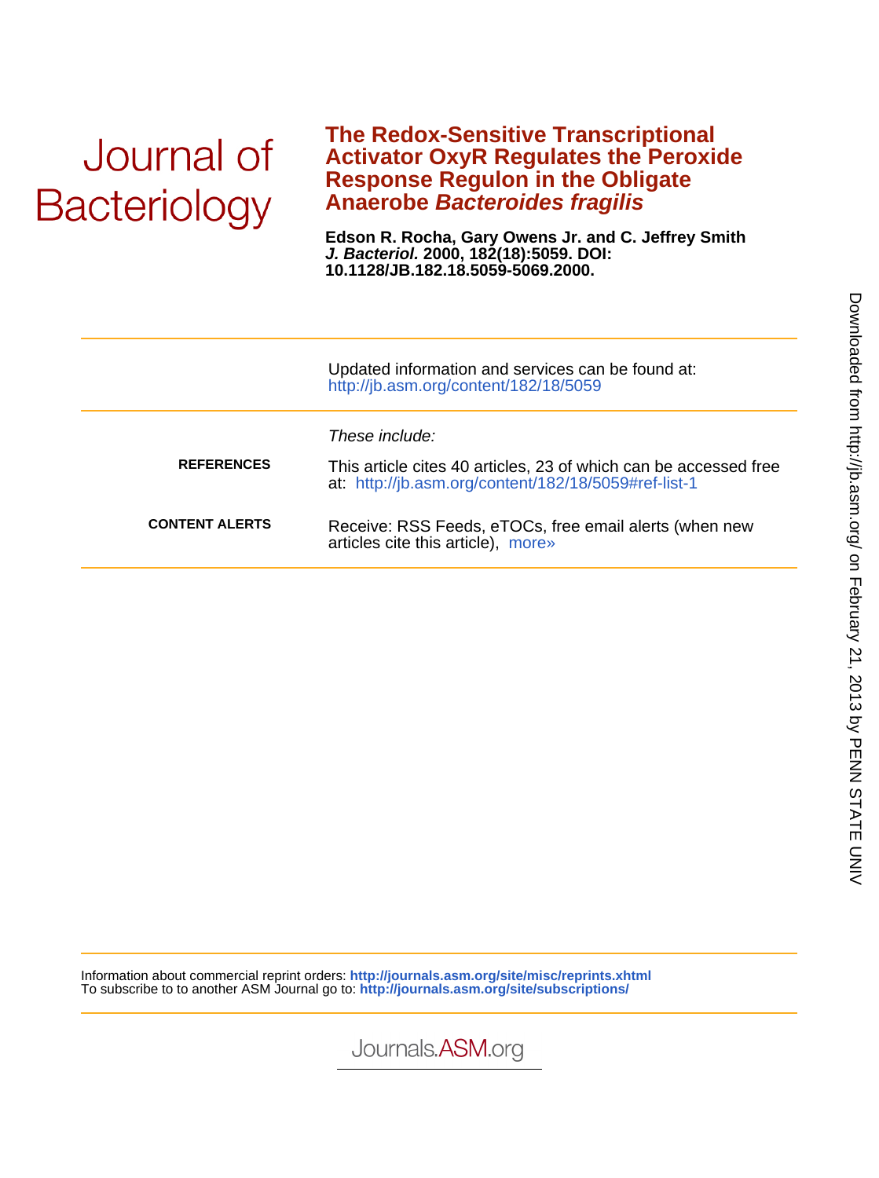Journal of Bacteriology

# The Redox-Sensitive Transcriptional Activator OxyR Regulates the Peroxide Response Regulon in the Obligate Anaerobe *Bacteroides fragilis*

**Edson R. Rocha, Gary Owens Jr. and C. Jeffrey Smith**
***J. Bacteriol.*** **2000, 182(18):5059. DOI: 10.1128/JB.182.18.5059-5069.2000.**

Updated information and services can be found at:
http://jb.asm.org/content/182/18/5059

*These include:*

**REFERENCES** This article cites 40 articles, 23 of which can be accessed free at: http://jb.asm.org/content/182/18/5059#ref-list-1

**CONTENT ALERTS** Receive: RSS Feeds, eTOCs, free email alerts (when new articles cite this article), more»

Information about commercial reprint orders: **http://journals.asm.org/site/misc/reprints.xhtml**
To subscribe to to another ASM Journal go to: **http://journals.asm.org/site/subscriptions/**

Journals.ASM.org

Downloaded from http://jb.asm.org/ on February 21, 2013 by PENN STATE UNIV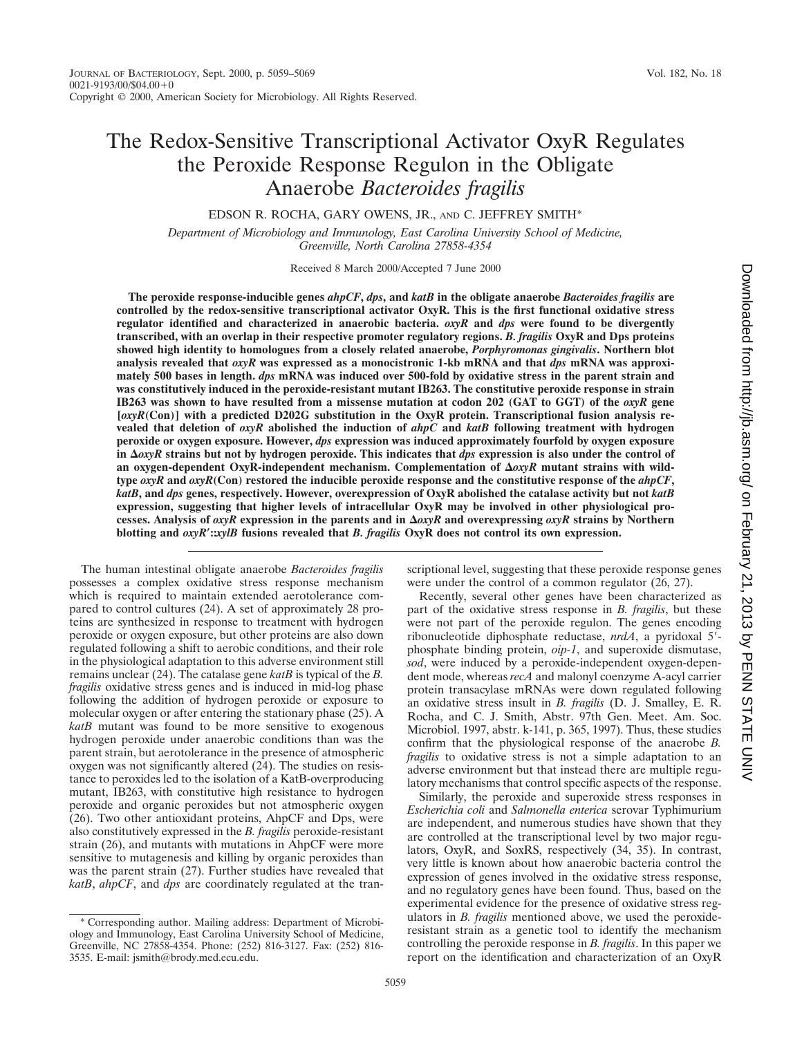# The Redox-Sensitive Transcriptional Activator OxyR Regulates the Peroxide Response Regulon in the Obligate Anaerobe *Bacteroides fragilis*

EDSON R. ROCHA, GARY OWENS, JR., AND C. JEFFREY SMITH*

*Department of Microbiology and Immunology, East Carolina University School of Medicine, Greenville, North Carolina 27858-4354*

Received 8 March 2000/Accepted 7 June 2000

**The peroxide response-inducible genes *ahpCF*, *dps*, and *katB* in the obligate anaerobe *Bacteroides fragilis* are controlled by the redox-sensitive transcriptional activator OxyR. This is the first functional oxidative stress regulator identified and characterized in anaerobic bacteria. *oxyR* and *dps* were found to be divergently transcribed, with an overlap in their respective promoter regulatory regions. *B. fragilis* OxyR and Dps proteins showed high identity to homologues from a closely related anaerobe, *Porphyromonas gingivalis*. Northern blot analysis revealed that *oxyR* was expressed as a monocistronic 1-kb mRNA and that *dps* mRNA was approximately 500 bases in length. *dps* mRNA was induced over 500-fold by oxidative stress in the parent strain and was constitutively induced in the peroxide-resistant mutant IB263. The constitutive peroxide response in strain IB263 was shown to have resulted from a missense mutation at codon 202 (GAT to GGT) of the *oxyR* gene [*oxyR*(Con)] with a predicted D202G substitution in the OxyR protein. Transcriptional fusion analysis revealed that deletion of *oxyR* abolished the induction of *ahpC* and *katB* following treatment with hydrogen peroxide or oxygen exposure. However, *dps* expression was induced approximately fourfold by oxygen exposure in Δ*oxyR* strains but not by hydrogen peroxide. This indicates that *dps* expression is also under the control of an oxygen-dependent OxyR-independent mechanism. Complementation of Δ*oxyR* mutant strains with wild-type *oxyR* and *oxyR*(Con) restored the inducible peroxide response and the constitutive response of the *ahpCF*, *katB*, and *dps* genes, respectively. However, overexpression of OxyR abolished the catalase activity but not *katB* expression, suggesting that higher levels of intracellular OxyR may be involved in other physiological processes. Analysis of *oxyR* expression in the parents and in Δ*oxyR* and overexpressing *oxyR* strains by Northern blotting and *oxyR'*::*xylB* fusions revealed that *B. fragilis* OxyR does not control its own expression.**

The human intestinal obligate anaerobe *Bacteroides fragilis* possesses a complex oxidative stress response mechanism which is required to maintain extended aerotolerance compared to control cultures (24). A set of approximately 28 proteins are synthesized in response to treatment with hydrogen peroxide or oxygen exposure, but other proteins are also down regulated following a shift to aerobic conditions, and their role in the physiological adaptation to this adverse environment still remains unclear (24). The catalase gene *katB* is typical of the *B. fragilis* oxidative stress genes and is induced in mid-log phase following the addition of hydrogen peroxide or exposure to molecular oxygen or after entering the stationary phase (25). A *katB* mutant was found to be more sensitive to exogenous hydrogen peroxide under anaerobic conditions than was the parent strain, but aerotolerance in the presence of atmospheric oxygen was not significantly altered (24). The studies on resistance to peroxides led to the isolation of a KatB-overproducing mutant, IB263, with constitutive high resistance to hydrogen peroxide and organic peroxides but not atmospheric oxygen (26). Two other antioxidant proteins, AhpCF and Dps, were also constitutively expressed in the *B. fragilis* peroxide-resistant strain (26), and mutants with mutations in AhpCF were more sensitive to mutagenesis and killing by organic peroxides than was the parent strain (27). Further studies have revealed that *katB*, *ahpCF*, and *dps* are coordinately regulated at the transcriptional level, suggesting that these peroxide response genes were under the control of a common regulator (26, 27).

Recently, several other genes have been characterized as part of the oxidative stress response in *B. fragilis*, but these were not part of the peroxide regulon. The genes encoding ribonucleotide diphosphate reductase, *nrdA*, a pyridoxal 5'-phosphate binding protein, *oip-1*, and superoxide dismutase, *sod*, were induced by a peroxide-independent oxygen-dependent mode, whereas *recA* and malonyl coenzyme A-acyl carrier protein transacylase mRNAs were down regulated following an oxidative stress insult in *B. fragilis* (D. J. Smalley, E. R. Rocha, and C. J. Smith, Abstr. 97th Gen. Meet. Am. Soc. Microbiol. 1997, abstr. k-141, p. 365, 1997). Thus, these studies confirm that the physiological response of the anaerobe *B. fragilis* to oxidative stress is not a simple adaptation to an adverse environment but that instead there are multiple regulatory mechanisms that control specific aspects of the response.

Similarly, the peroxide and superoxide stress responses in *Escherichia coli* and *Salmonella enterica* serovar Typhimurium are independent, and numerous studies have shown that they are controlled at the transcriptional level by two major regulators, OxyR, and SoxRS, respectively (34, 35). In contrast, very little is known about how anaerobic bacteria control the expression of genes involved in the oxidative stress response, and no regulatory genes have been found. Thus, based on the experimental evidence for the presence of oxidative stress regulators in *B. fragilis* mentioned above, we used the peroxide-resistant strain as a genetic tool to identify the mechanism controlling the peroxide response in *B. fragilis*. In this paper we report on the identification and characterization of an OxyR

* Corresponding author. Mailing address: Department of Microbiology and Immunology, East Carolina University School of Medicine, Greenville, NC 27858-4354. Phone: (252) 816-3127. Fax: (252) 816-3535. E-mail: jsmith@brody.med.ecu.edu.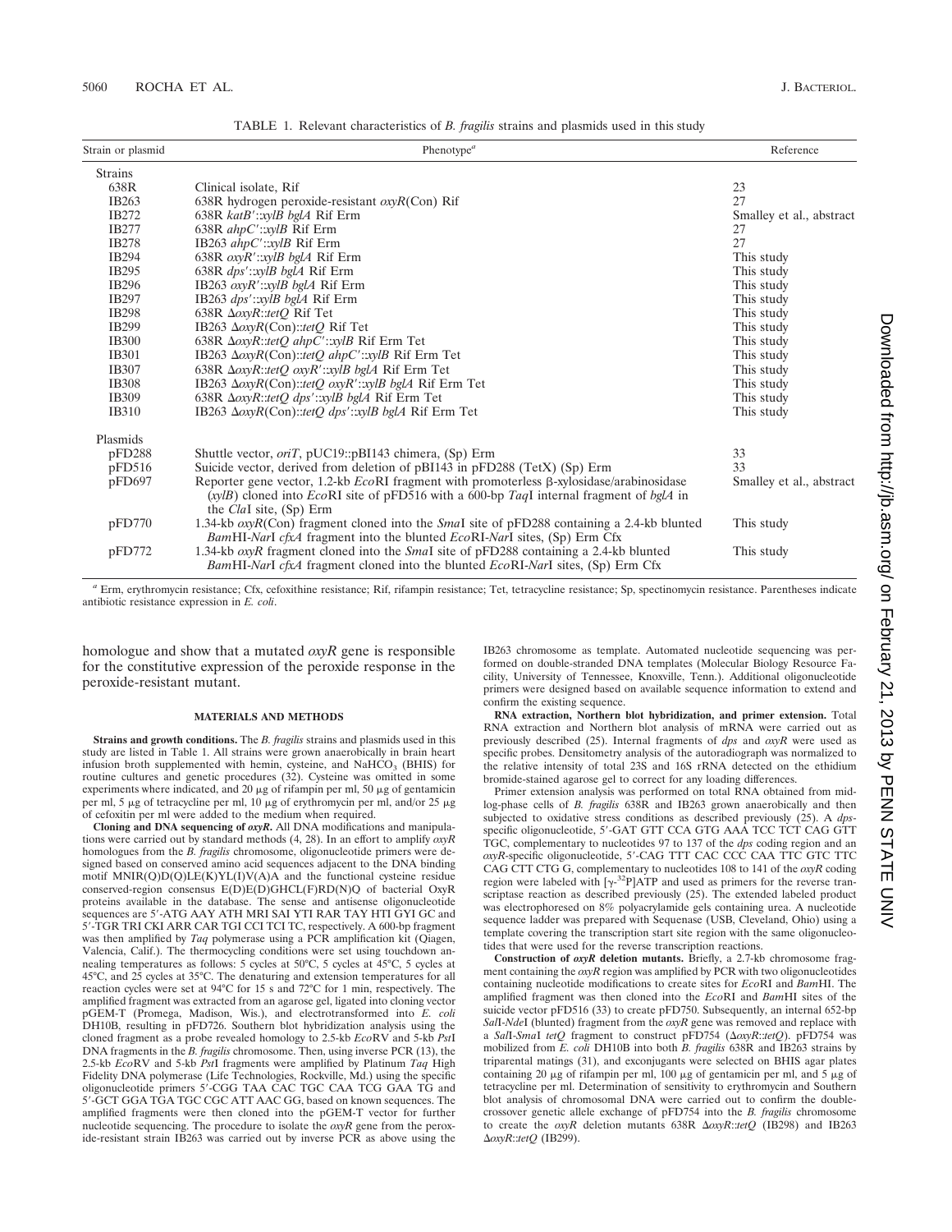TABLE 1. Relevant characteristics of *B. fragilis* strains and plasmids used in this study

| Strain or plasmid | Phenotype[a] | Reference |
|---|---|---|
| Strains | | |
| 638R | Clinical isolate, Rif | 23 |
| IB263 | 638R hydrogen peroxide-resistant *oxyR*(Con) Rif | 27 |
| IB272 | 638R *katB′*::*xylB bglA* Rif Erm | Smalley et al., abstract |
| IB277 | 638R *ahpC′*::*xylB* Rif Erm | 27 |
| IB278 | IB263 *ahpC′*::*xylB* Rif Erm | 27 |
| IB294 | 638R *oxyR′*::*xylB bglA* Rif Erm | This study |
| IB295 | 638R *dps′*::*xylB bglA* Rif Erm | This study |
| IB296 | IB263 *oxyR′*::*xylB bglA* Rif Erm | This study |
| IB297 | IB263 *dps′*::*xylB bglA* Rif Erm | This study |
| IB298 | 638R Δ*oxyR*::*tetQ* Rif Tet | This study |
| IB299 | IB263 Δ*oxyR*(Con)::*tetQ* Rif Tet | This study |
| IB300 | 638R Δ*oxyR*::*tetQ ahpC′*::*xylB* Rif Erm Tet | This study |
| IB301 | IB263 Δ*oxyR*(Con)::*tetQ ahpC′*::*xylB* Rif Erm Tet | This study |
| IB307 | 638R Δ*oxyR*::*tetQ oxyR′*::*xylB bglA* Rif Erm Tet | This study |
| IB308 | IB263 Δ*oxyR*(Con)::*tetQ oxyR′*::*xylB bglA* Rif Erm Tet | This study |
| IB309 | 638R Δ*oxyR*::*tetQ dps′*::*xylB bglA* Rif Erm Tet | This study |
| IB310 | IB263 Δ*oxyR*(Con)::*tetQ dps′*::*xylB bglA* Rif Erm Tet | This study |
| Plasmids | | |
| pFD288 | Shuttle vector, *oriT*, pUC19::pBI143 chimera, (Sp) Erm | 33 |
| pFD516 | Suicide vector, derived from deletion of pBI143 in pFD288 (TetX) (Sp) Erm | 33 |
| pFD697 | Reporter gene vector, 1.2-kb *Eco*RI fragment with promoterless β-xylosidase/arabinosidase (*xylB*) cloned into *Eco*RI site of pFD516 with a 600-bp *Taq*I internal fragment of *bglA* in the *Cla*I site, (Sp) Erm | Smalley et al., abstract |
| pFD770 | 1.34-kb *oxyR*(Con) fragment cloned into the *Sma*I site of pFD288 containing a 2.4-kb blunted *Bam*HI-*Nar*I *cfxA* fragment into the blunted *Eco*RI-*Nar*I sites, (Sp) Erm Cfx | This study |
| pFD772 | 1.34-kb *oxyR* fragment cloned into the *Sma*I site of pFD288 containing a 2.4-kb blunted *Bam*HI-*Nar*I *cfxA* fragment cloned into the blunted *Eco*RI-*Nar*I sites, (Sp) Erm Cfx | This study |

[a] Erm, erythromycin resistance; Cfx, cefoxithine resistance; Rif, rifampin resistance; Tet, tetracycline resistance; Sp, spectinomycin resistance. Parentheses indicate antibiotic resistance expression in *E. coli*.

homologue and show that a mutated *oxyR* gene is responsible for the constitutive expression of the peroxide response in the peroxide-resistant mutant.

## MATERIALS AND METHODS

**Strains and growth conditions.** The *B. fragilis* strains and plasmids used in this study are listed in Table 1. All strains were grown anaerobically in brain heart infusion broth supplemented with hemin, cysteine, and $NaHCO_3$ (BHIS) for routine cultures and genetic procedures (32). Cysteine was omitted in some experiments where indicated, and 20 μg of rifampin per ml, 50 μg of gentamicin per ml, 5 μg of tetracycline per ml, 10 μg of erythromycin per ml, and/or 25 μg of cefoxitin per ml were added to the medium when required.

**Cloning and DNA sequencing of *oxyR*.** All DNA modifications and manipulations were carried out by standard methods (4, 28). In an effort to amplify *oxyR* homologues from the *B. fragilis* chromosome, oligonucleotide primers were designed based on conserved amino acid sequences adjacent to the DNA binding motif MNIR(Q)D(Q)LE(K)YL(I)V(A)A and the functional cysteine residue conserved-region consensus E(D)E(D)GHCL(F)RD(N)Q of bacterial OxyR proteins available in the database. The sense and antisense oligonucleotide sequences are 5′-ATG AAY ATH MRI SAI YTI RAR TAY HTI GYI GC and 5′-TGR TRI CKI ARR CAR TGI CCI TCI TC, respectively. A 600-bp fragment was then amplified by *Taq* polymerase using a PCR amplification kit (Qiagen, Valencia, Calif.). The thermocycling conditions were set using touchdown annealing temperatures as follows: 5 cycles at 50°C, 5 cycles at 45°C, 5 cycles at 45°C, and 25 cycles at 35°C. The denaturing and extension temperatures for all reaction cycles were set at 94°C for 15 s and 72°C for 1 min, respectively. The amplified fragment was extracted from an agarose gel, ligated into cloning vector pGEM-T (Promega, Madison, Wis.), and electrotransformed into *E. coli* DH10B, resulting in pFD726. Southern blot hybridization analysis using the cloned fragment as a probe revealed homology to 2.5-kb *Eco*RV and 5-kb *Pst*I DNA fragments in the *B. fragilis* chromosome. Then, using inverse PCR (13), the 2.5-kb *Eco*RV and 5-kb *Pst*I fragments were amplified by Platinum *Taq* High Fidelity DNA polymerase (Life Technologies, Rockville, Md.) using the specific oligonucleotide primers 5′-CGG TAA CAC TGC CAA TCG GAA TG and 5′-GCT GGA TGA TGC CGC ATT AAC GG, based on known sequences. The amplified fragments were then cloned into the pGEM-T vector for further nucleotide sequencing. The procedure to isolate the *oxyR* gene from the peroxide-resistant strain IB263 was carried out by inverse PCR as above using the IB263 chromosome as template. Automated nucleotide sequencing was performed on double-stranded DNA templates (Molecular Biology Resource Facility, University of Tennessee, Knoxville, Tenn.). Additional oligonucleotide primers were designed based on available sequence information to extend and confirm the existing sequence.

**RNA extraction, Northern blot hybridization, and primer extension.** Total RNA extraction and Northern blot analysis of mRNA were carried out as previously described (25). Internal fragments of *dps* and *oxyR* were used as specific probes. Densitometry analysis of the autoradiograph was normalized to the relative intensity of total 23S and 16S rRNA detected on the ethidium bromide-stained agarose gel to correct for any loading differences.

Primer extension analysis was performed on total RNA obtained from mid-log-phase cells of *B. fragilis* 638R and IB263 grown anaerobically and then subjected to oxidative stress conditions as described previously (25). A *dps*-specific oligonucleotide, 5′-GAT GTT CCA GTG AAA TCC TCT CAG GTT TGC, complementary to nucleotides 97 to 137 of the *dps* coding region and an *oxyR*-specific oligonucleotide, 5′-CAG TTT CAC CCC CAA TTC GTC TTC CAG CTT CTG G, complementary to nucleotides 108 to 141 of the *oxyR* coding region were labeled with [$\gamma$-$^{32}$P]ATP and used as primers for the reverse transcriptase reaction as described previously (25). The extended labeled product was electrophoresed on 8% polyacrylamide gels containing urea. A nucleotide sequence ladder was prepared with Sequenase (USB, Cleveland, Ohio) using a template covering the transcription start site region with the same oligonucleotides that were used for the reverse transcription reactions.

**Construction of *oxyR* deletion mutants.** Briefly, a 2.7-kb chromosome fragment containing the *oxyR* region was amplified by PCR with two oligonucleotides containing nucleotide modifications to create sites for *Eco*RI and *Bam*HI. The amplified fragment was then cloned into the *Eco*RI and *Bam*HI sites of the suicide vector pFD516 (33) to create pFD750. Subsequently, an internal 652-bp *Sal*I-*Nde*I (blunted) fragment from the *oxyR* gene was removed and replace with a *Sal*I-*Sma*I *tetQ* fragment to construct pFD754 (Δ*oxyR*::*tetQ*). pFD754 was mobilized from *E. coli* DH10B into both *B. fragilis* 638R and IB263 strains by triparental matings (31), and exconjugants were selected on BHIS agar plates containing 20 μg of rifampin per ml, 100 μg of gentamicin per ml, and 5 μg of tetracycline per ml. Determination of sensitivity to erythromycin and Southern blot analysis of chromosomal DNA were carried out to confirm the double-crossover genetic allele exchange of pFD754 into the *B. fragilis* chromosome to create the *oxyR* deletion mutants 638R Δ*oxyR*::*tetQ* (IB298) and IB263 Δ*oxyR*::*tetQ* (IB299).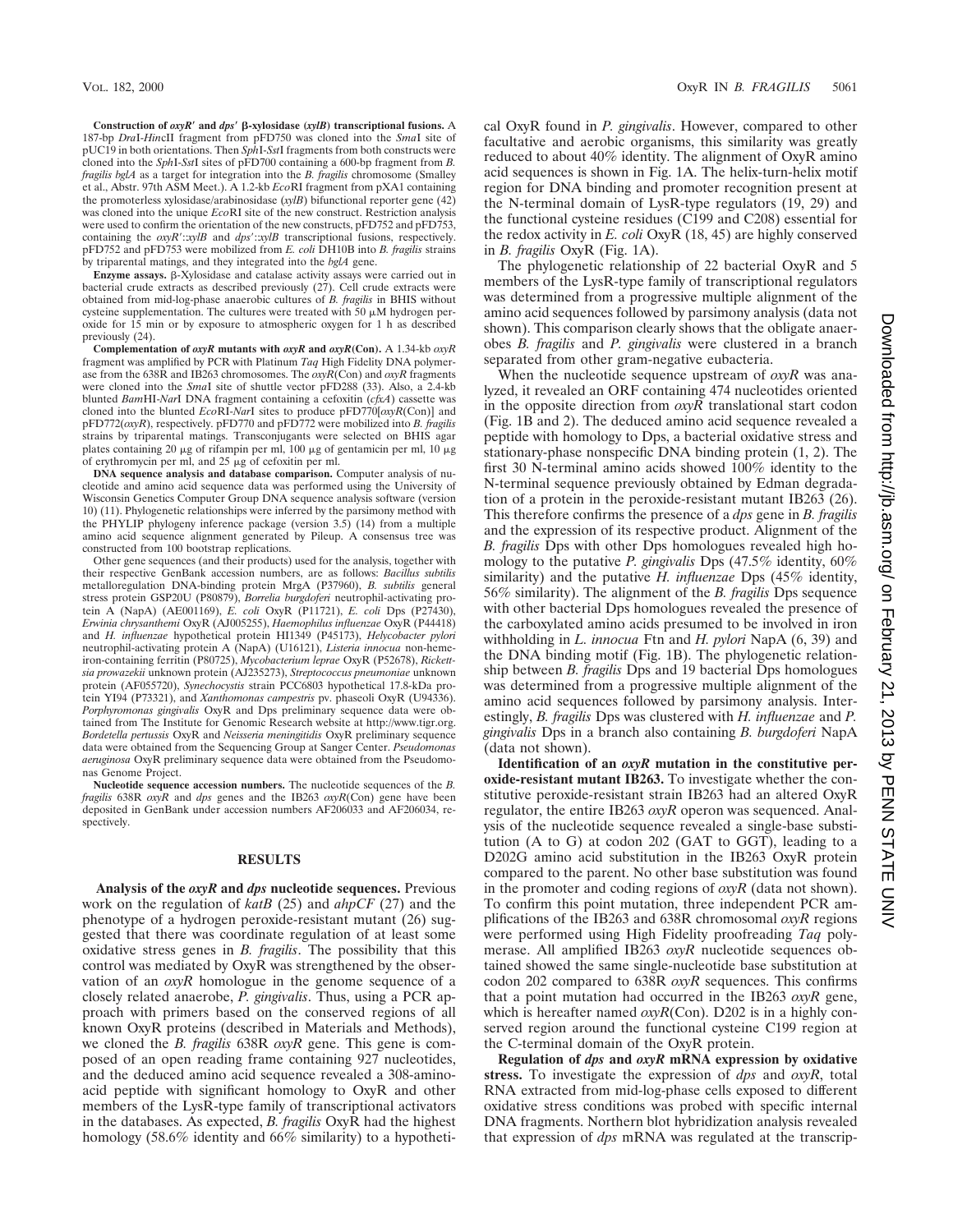**Construction of *oxyR′* and *dps′* β-xylosidase (*xylB*) transcriptional fusions.** A 187-bp *Dra*I-*Hin*cII fragment from pFD750 was cloned into the *Sma*I site of pUC19 in both orientations. Then *Sph*I-*Sst*I fragments from both constructs were cloned into the *Sph*I-*Sst*I sites of pFD700 containing a 600-bp fragment from *B. fragilis bglA* as a target for integration into the *B. fragilis* chromosome (Smalley et al., Abstr. 97th ASM Meet.). A 1.2-kb *Eco*RI fragment from pXA1 containing the promoterless xylosidase/arabinosidase (*xylB*) bifunctional reporter gene (42) was cloned into the unique *Eco*RI site of the new construct. Restriction analysis were used to confirm the orientation of the new constructs, pFD752 and pFD753, containing the *oxyR′*::*xylB* and *dps′*::*xylB* transcriptional fusions, respectively. pFD752 and pFD753 were mobilized from *E. coli* DH10B into *B. fragilis* strains by triparental matings, and they integrated into the *bglA* gene.

**Enzyme assays.** β-Xylosidase and catalase activity assays were carried out in bacterial crude extracts as described previously (27). Cell crude extracts were obtained from mid-log-phase anaerobic cultures of *B. fragilis* in BHIS without cysteine supplementation. The cultures were treated with 50 μM hydrogen peroxide for 15 min or by exposure to atmospheric oxygen for 1 h as described previously (24).

**Complementation of *oxyR* mutants with *oxyR* and *oxyR*(Con).** A 1.34-kb *oxyR* fragment was amplified by PCR with Platinum *Taq* High Fidelity DNA polymerase from the 638R and IB263 chromosomes. The *oxyR*(Con) and *oxyR* fragments were cloned into the *Sma*I site of shuttle vector pFD288 (33). Also, a 2.4-kb blunted *Bam*HI-*Nar*I DNA fragment containing a cefoxitin (*cfxA*) cassette was cloned into the blunted *Eco*RI-*Nar*I sites to produce pFD770[*oxyR*(Con)] and pFD772(*oxyR*), respectively. pFD770 and pFD772 were mobilized into *B. fragilis* strains by triparental matings. Transconjugants were selected on BHIS agar plates containing 20 μg of rifampin per ml, 100 μg of gentamicin per ml, 10 μg of erythromycin per ml, and 25 μg of cefoxitin per ml.

**DNA sequence analysis and database comparison.** Computer analysis of nucleotide and amino acid sequence data was performed using the University of Wisconsin Genetics Computer Group DNA sequence analysis software (version 10) (11). Phylogenetic relationships were inferred by the parsimony method with the PHYLIP phylogeny inference package (version 3.5) (14) from a multiple amino acid sequence alignment generated by Pileup. A consensus tree was constructed from 100 bootstrap replications.

Other gene sequences (and their products) used for the analysis, together with their respective GenBank accession numbers, are as follows: *Bacillus subtilis* metalloregulation DNA-binding protein MrgA (P37960), *B. subtilis* general stress protein GSP20U (P80879), *Borrelia burgdoferi* neutrophil-activating protein A (NapA) (AE001169), *E. coli* OxyR (P11721), *E. coli* Dps (P27430), *Erwinia chrysanthemi* OxyR (AJ005255), *Haemophilus influenzae* OxyR (P44418) and *H. influenzae* hypothetical protein HI1349 (P45173), *Helycobacter pylori* neutrophil-activating protein A (NapA) (U16121), *Listeria innocua* non-heme-iron-containing ferritin (P80725), *Mycobacterium leprae* OxyR (P52678), *Rickettsia prowazekii* unknown protein (AJ235273), *Streptococcus pneumoniae* unknown protein (AF055720), *Synechocystis* strain PCC6803 hypothetical 17.8-kDa protein YI94 (P73321), and *Xanthomonas campestris* pv. phaseoli OxyR (U94336). *Porphyromonas gingivalis* OxyR and Dps preliminary sequence data were obtained from The Institute for Genomic Research website at http://www.tigr.org. *Bordetella pertussis* OxyR and *Neisseria meningitidis* OxyR preliminary sequence data were obtained from the Sequencing Group at Sanger Center. *Pseudomonas aeruginosa* OxyR preliminary sequence data were obtained from the Pseudomonas Genome Project.

**Nucleotide sequence accession numbers.** The nucleotide sequences of the *B. fragilis* 638R *oxyR* and *dps* genes and the IB263 *oxyR*(Con) gene have been deposited in GenBank under accession numbers AF206033 and AF206034, respectively.

## RESULTS

**Analysis of the *oxyR* and *dps* nucleotide sequences.** Previous work on the regulation of *katB* (25) and *ahpCF* (27) and the phenotype of a hydrogen peroxide-resistant mutant (26) suggested that there was coordinate regulation of at least some oxidative stress genes in *B. fragilis*. The possibility that this control was mediated by OxyR was strengthened by the observation of an *oxyR* homologue in the genome sequence of a closely related anaerobe, *P. gingivalis*. Thus, using a PCR approach with primers based on the conserved regions of all known OxyR proteins (described in Materials and Methods), we cloned the *B. fragilis* 638R *oxyR* gene. This gene is composed of an open reading frame containing 927 nucleotides, and the deduced amino acid sequence revealed a 308-amino-acid peptide with significant homology to OxyR and other members of the LysR-type family of transcriptional activators in the databases. As expected, *B. fragilis* OxyR had the highest homology (58.6% identity and 66% similarity) to a hypothetical OxyR found in *P. gingivalis*. However, compared to other facultative and aerobic organisms, this similarity was greatly reduced to about 40% identity. The alignment of OxyR amino acid sequences is shown in Fig. 1A. The helix-turn-helix motif region for DNA binding and promoter recognition present at the N-terminal domain of LysR-type regulators (19, 29) and the functional cysteine residues (C199 and C208) essential for the redox activity in *E. coli* OxyR (18, 45) are highly conserved in *B. fragilis* OxyR (Fig. 1A).

The phylogenetic relationship of 22 bacterial OxyR and 5 members of the LysR-type family of transcriptional regulators was determined from a progressive multiple alignment of the amino acid sequences followed by parsimony analysis (data not shown). This comparison clearly shows that the obligate anaerobes *B. fragilis* and *P. gingivalis* were clustered in a branch separated from other gram-negative eubacteria.

When the nucleotide sequence upstream of *oxyR* was analyzed, it revealed an ORF containing 474 nucleotides oriented in the opposite direction from *oxyR* translational start codon (Fig. 1B and 2). The deduced amino acid sequence revealed a peptide with homology to Dps, a bacterial oxidative stress and stationary-phase nonspecific DNA binding protein (1, 2). The first 30 N-terminal amino acids showed 100% identity to the N-terminal sequence previously obtained by Edman degradation of a protein in the peroxide-resistant mutant IB263 (26). This therefore confirms the presence of a *dps* gene in *B. fragilis* and the expression of its respective product. Alignment of the *B. fragilis* Dps with other Dps homologues revealed high homology to the putative *P. gingivalis* Dps (47.5% identity, 60% similarity) and the putative *H. influenzae* Dps (45% identity, 56% similarity). The alignment of the *B. fragilis* Dps sequence with other bacterial Dps homologues revealed the presence of the carboxylated amino acids presumed to be involved in iron withholding in *L. innocua* Ftn and *H. pylori* NapA (6, 39) and the DNA binding motif (Fig. 1B). The phylogenetic relationship between *B. fragilis* Dps and 19 bacterial Dps homologues was determined from a progressive multiple alignment of the amino acid sequences followed by parsimony analysis. Interestingly, *B. fragilis* Dps was clustered with *H. influenzae* and *P. gingivalis* Dps in a branch also containing *B. burgdoferi* NapA (data not shown).

**Identification of an *oxyR* mutation in the constitutive peroxide-resistant mutant IB263.** To investigate whether the constitutive peroxide-resistant strain IB263 had an altered OxyR regulator, the entire IB263 *oxyR* operon was sequenced. Analysis of the nucleotide sequence revealed a single-base substitution (A to G) at codon 202 (GAT to GGT), leading to a D202G amino acid substitution in the IB263 OxyR protein compared to the parent. No other base substitution was found in the promoter and coding regions of *oxyR* (data not shown). To confirm this point mutation, three independent PCR amplifications of the IB263 and 638R chromosomal *oxyR* regions were performed using High Fidelity proofreading *Taq* polymerase. All amplified IB263 *oxyR* nucleotide sequences obtained showed the same single-nucleotide base substitution at codon 202 compared to 638R *oxyR* sequences. This confirms that a point mutation had occurred in the IB263 *oxyR* gene, which is hereafter named *oxyR*(Con). D202 is in a highly conserved region around the functional cysteine C199 region at the C-terminal domain of the OxyR protein.

**Regulation of *dps* and *oxyR* mRNA expression by oxidative stress.** To investigate the expression of *dps* and *oxyR*, total RNA extracted from mid-log-phase cells exposed to different oxidative stress conditions was probed with specific internal DNA fragments. Northern blot hybridization analysis revealed that expression of *dps* mRNA was regulated at the transcrip-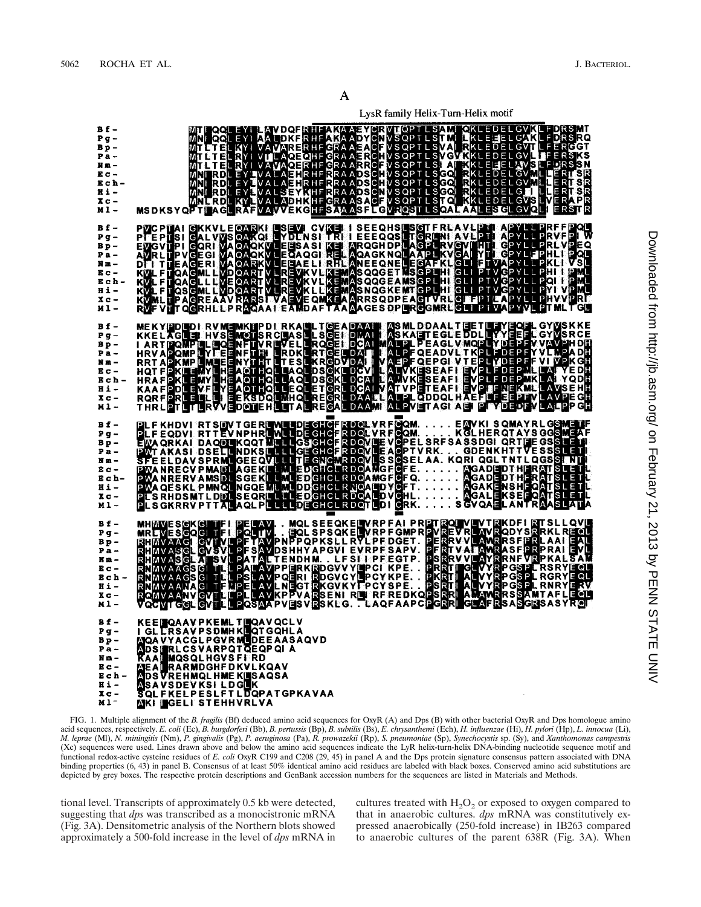FIG. 1. Multiple alignment of the *B. fragilis* (Bf) deduced amino acid sequences for OxyR (A) and Dps (B) with other bacterial OxyR and Dps homologue amino acid sequences, respectively. *E. coli* (Ec), *B. burgdorferi* (Bb), *B. pertussis* (Bp), *B. subtilis* (Bs), *E. chrysanthemi* (Ech), *H. influenzae* (Hi), *H. pylori* (Hp), *L. innocua* (Li), *M. leprae* (Ml), *N. miningitis* (Nm), *P. gingivalis* (Pg), *P. aeruginosa* (Pa), *R. prowazekii* (Rp), *S. pneumoniae* (Sp), *Synechocystis* sp. (Sy), and *Xanthomonas campestris* (Xc) sequences were used. Lines drawn above and below the amino acid sequences indicate the LyR helix-turn-helix DNA-binding nucleotide sequence motif and functional redox-active cysteine residues of *E. coli* OxyR C199 and C208 (29, 45) in panel A and the Dps protein signature consensus pattern associated with DNA binding properties (6, 43) in panel B. Consensus of at least 50% identical amino acid residues are labeled with black boxes. Conserved amino acid substitutions are depicted by grey boxes. The respective protein descriptions and GenBank accession numbers for the sequences are listed in Materials and Methods.

tional level. Transcripts of approximately 0.5 kb were detected, suggesting that *dps* was transcribed as a monocistronic mRNA (Fig. 3A). Densitometric analysis of the Northern blots showed approximately a 500-fold increase in the level of *dps* mRNA in cultures treated with $H_2O_2$ or exposed to oxygen compared to that in anaerobic cultures. *dps* mRNA was constitutively expressed anaerobically (250-fold increase) in IB263 compared to anaerobic cultures of the parent 638R (Fig. 3A). When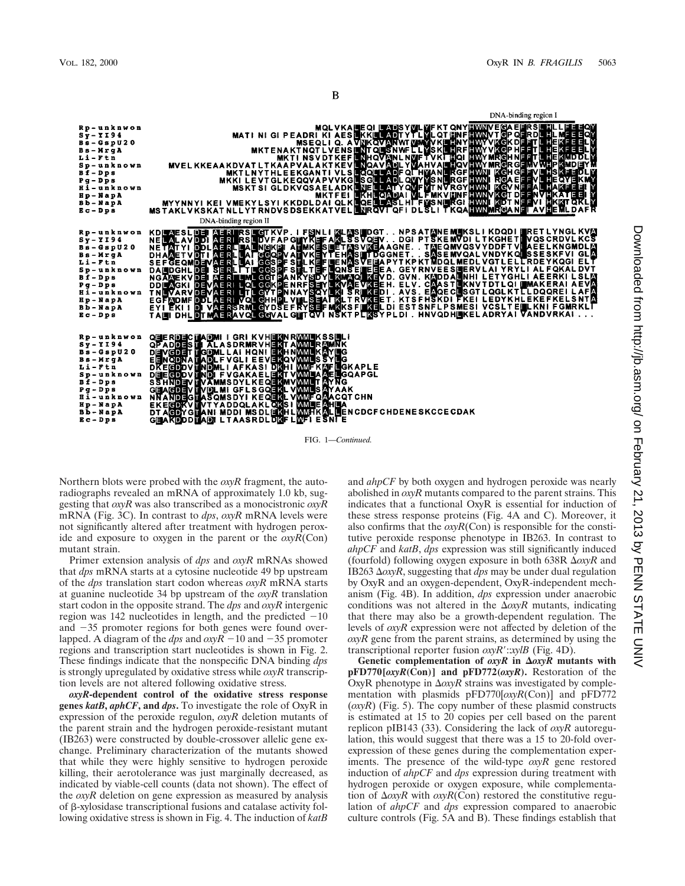B

| | DNA-binding region I |
|---|---|
| Rp-unknwon | MQLVKALEQILADSYVLYFKTQNYHWNVEGAEFRSLHLLFEEQY |
| Sy-YI94 | MATINIGIPEADRIKIAESLKKLLADTYTLYLQTHNFHWNVTGPQFRDLHLMFEEQY |
| Bs-GspU20 | MSEQLIQ.AVNKQVANWTVMYVKLHNYHWYVKGKDFFTLHEKFEELY |
| Bs-MrgA | MKTENAKTNQTLVENSLNTQLSNWFLLYSKLHRFHWYVKGPHFFTLHEKFEELY |
| Li-Ftn | MKTINSVDTKEFLNHQVANLNVFTVKIHQIHWYMRGHNFFTLHEKMDDLY |
| Sp-unknown | MVELKKEAAKDVATLTKAAPVALAKTKEVLNQAVADLYVAHVALHQVHWYMRGRGFMVWHPKMDEYM |
| Bf-Dps | MKTLNYTHLEEKGANTIVLSLQQLLADFQIHYANLRGFHWNIKGHGFFVLHSKFEDLY |
| Pg-Dps | MKKILEVTGLKEQQVAPVVKGLSGLLADLQVYYSNLRGFHWNIRGAEFFVLHEQYEKMY |
| Hi-unknown | MSKTSIGLDKVQSAELADKLNELLATYQVFYTNVRGYHWNIKGVNFFALHAKFEEIY |
| Hp-NapA | MKTFEILKHLQADAIVLFMKVHNFHWNVKGTDFFNVHKATEEIY |
| Bb-NapA | MYYNNYIKEIVMEKYLSYIKKDDLDAIQLKLQELLASLHIFYSNLRGIHWNIKDTNFFVIHKKTQKLY |
| Ec-Dps | MSTAKLVKSKATNLLYTRNDVSDSEKKATVELLNRQVIQFIDLSLITKQAHWNMRGANFIAVHEMLDAFR |

| | DNA-binding region II |
|---|---|
| Rp-unknwon | KDLAESLDEIAERIRSLGTKVP.IFSNLIKLASIDGT..NPSATANEMLKSLIKDQDIIRETLYNGLKVA |
| Sy-YI94 | NELALAVDDIAERIRSLDVFAPGTYKEFAKLSSVQEV..DGIPTSKEMVDILTKGHETIVQSCRDVLKCS |
| Bs-GspU20 | NETATYIDDLAERLLALNGKPIATMKESLETASVKEAAGNE..TAEQMVQSVYDDFTVIAEELKNGMDLA |
| Bs-MrgA | DHAAETVDTIAERLLAIGGQPVATVKEYTEHASITDGGNET..SASEMVQALVNDYKQISSESKFVIGLA |
| Li-Ftn | SEFGEQMDEVAERLLAIGGSPFSTLKEFLENASVEEAPYTKPKTMDQLMEDLVGTLELLRDEYKQGIELT |
| Sp-unknown | DALDGHLDEISERLITLGGSPFSTLTEFLQNSEIEEEA.GEYRNVEESLERVLAIYRYLIALFQKALDVT |
| Bf-Dps | NGAAEKVDEIAERILMLGGTPANKYSDYLKMAQIKEVD.GVN.KADDALNHILETYGHLIAEERKILSLA |
| Pg-Dps | DDLAGKIDEVAERILQLGGKPENRFSEYLKVAEVKEEH.ELV.CAASTLKNVTDTLQIIMAKERAIAEVA |
| Hi-unknown | TNLVARVDEVAERILTLGYTPNNAYSQYLKISRIKEDI.AVS.EAQECLSGTLQGLKTLLDQQREILAFA |
| Hp-NapA | EGFADMFDDLAERIVQLGHHPLVTLSEAIKLTRVKEET.KTSFHSKDIFKEILEDYKHLEKEFKELSNTA |
| Bb-NapA | EYIEKIIDIVAERSRMLGYDSEFRYSEFMKKSFIKELDIESTSNFLPSMESIVCSLTEILKNIFGMRKLI |
| Ec-Dps | TALIDHLDTMAERAVQLGGVALGTTQVINSKTPLKSYPLDI.HNVQDHLKELADRYAIVANDVRKAI... |

| | |
|---|---|
| Rp-unknwon | QEERDEGTADMIIGRIKVHEKNRWMLKSSLLI |
| Sy-YI94 | QPADDESTIALASDRMRVHEKTAWMLRAMNK |
| Bs-GspU20 | DEVGDETTGDMLLAIHQNIEKHNWMLKAYLG |
| Bs-MrgA | EENQDNATADLFVGLIEEVEKQVWMLSSYLG |
| Li-Ftn | DKEGDDVTNDMLIAFKASIDKHIWMFKAFLGKAPLE |
| Sp-unknown | DEEGDDVTNDIFVGAKAELEKTVWMLAAELGQAPGL |
| Bf-Dps | SSHNDEVTVAMMSDYLKEQEKMVWMLTAYNG |
| Pg-Dps | GEAGDEVTVDLMIGFLSGQEKLVWMLSAYAAK |
| Hi-unknown | NANADEGTASQMSDYIKEQEKLVWMFQAACQTCHN |
| Hp-NapA | EKEGDKVTVTYADDQLAKLQKSIWMLEAHLA |
| Bb-NapA | DTAGDYGTANIMDDIMSDLEKHLWMHKALLENCDCFCHDENESKCCECDAK |
| Ec-Dps | GEAKDDDTADILTAASRDLDKFLWFIESNIE |

FIG. 1—*Continued.*

Northern blots were probed with the *oxyR* fragment, the autoradiographs revealed an mRNA of approximately 1.0 kb, suggesting that *oxyR* was also transcribed as a monocistronic *oxyR* mRNA (Fig. 3C). In contrast to *dps*, *oxyR* mRNA levels were not significantly altered after treatment with hydrogen peroxide and exposure to oxygen in the parent or the *oxyR*(Con) mutant strain.

Primer extension analysis of *dps* and *oxyR* mRNAs showed that *dps* mRNA starts at a cytosine nucleotide 49 bp upstream of the *dps* translation start codon whereas *oxyR* mRNA starts at guanine nucleotide 34 bp upstream of the *oxyR* translation start codon in the opposite strand. The *dps* and *oxyR* intergenic region was 142 nucleotides in length, and the predicted −10 and −35 promoter regions for both genes were found overlapped. A diagram of the *dps* and *oxyR* −10 and −35 promoter regions and transcription start nucleotides is shown in Fig. 2. These findings indicate that the nonspecific DNA binding *dps* is strongly upregulated by oxidative stress while *oxyR* transcription levels are not altered following oxidative stress.

***oxyR*-dependent control of the oxidative stress response genes *katB*, *aphCF*, and *dps*.** To investigate the role of OxyR in expression of the peroxide regulon, *oxyR* deletion mutants of the parent strain and the hydrogen peroxide-resistant mutant (IB263) were constructed by double-crossover allelic gene exchange. Preliminary characterization of the mutants showed that while they were highly sensitive to hydrogen peroxide killing, their aerotolerance was just marginally decreased, as indicated by viable-cell counts (data not shown). The effect of the *oxyR* deletion on gene expression as measured by analysis of β-xylosidase transcriptional fusions and catalase activity following oxidative stress is shown in Fig. 4. The induction of *katB* and *ahpCF* by both oxygen and hydrogen peroxide was nearly abolished in *oxyR* mutants compared to the parent strains. This indicates that a functional OxyR is essential for induction of these stress response proteins (Fig. 4A and C). Moreover, it also confirms that the *oxyR*(Con) is responsible for the constitutive peroxide response phenotype in IB263. In contrast to *ahpCF* and *katB*, *dps* expression was still significantly induced (fourfold) following oxygen exposure in both 638R Δ*oxyR* and IB263 Δ*oxyR*, suggesting that *dps* may be under dual regulation by OxyR and an oxygen-dependent, OxyR-independent mechanism (Fig. 4B). In addition, *dps* expression under anaerobic conditions was not altered in the Δ*oxyR* mutants, indicating that there may also be a growth-dependent regulation. The levels of *oxyR* expression were not affected by deletion of the *oxyR* gene from the parent strains, as determined by using the transcriptional reporter fusion *oxyR*′::*xylB* (Fig. 4D).

**Genetic complementation of *oxyR* in Δ*oxyR* mutants with pFD770[*oxyR*(Con)] and pFD772(*oxyR*).** Restoration of the OxyR phenotype in Δ*oxyR* strains was investigated by complementation with plasmids pFD770[*oxyR*(Con)] and pFD772 (*oxyR*) (Fig. 5). The copy number of these plasmid constructs is estimated at 15 to 20 copies per cell based on the parent replicon pIB143 (33). Considering the lack of *oxyR* autoregulation, this would suggest that there was a 15 to 20-fold overexpression of these genes during the complementation experiments. The presence of the wild-type *oxyR* gene restored induction of *ahpCF* and *dps* expression during treatment with hydrogen peroxide or oxygen exposure, while complementation of Δ*oxyR* with *oxyR*(Con) restored the constitutive regulation of *ahpCF* and *dps* expression compared to anaerobic culture controls (Fig. 5A and B). These findings establish that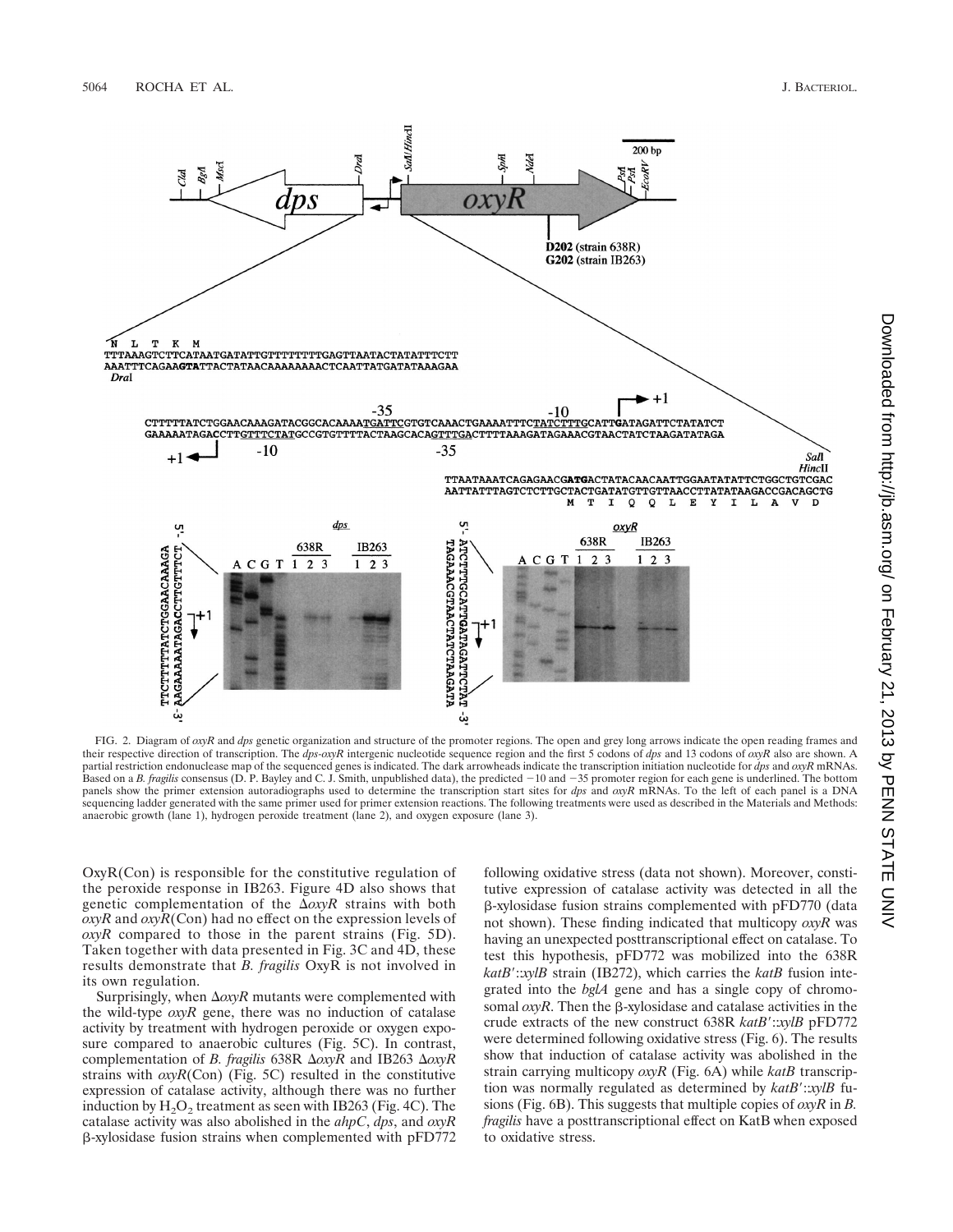FIG. 2. Diagram of *oxyR* and *dps* genetic organization and structure of the promoter regions. The open and grey long arrows indicate the open reading frames and their respective direction of transcription. The *dps-oxyR* intergenic nucleotide sequence region and the first 5 codons of *dps* and 13 codons of *oxyR* also are shown. A partial restriction endonuclease map of the sequenced genes is indicated. The dark arrowheads indicate the transcription initiation nucleotide for *dps* and *oxyR* mRNAs. Based on a *B. fragilis* consensus (D. P. Bayley and C. J. Smith, unpublished data), the predicted −10 and −35 promoter region for each gene is underlined. The bottom panels show the primer extension autoradiographs used to determine the transcription start sites for *dps* and *oxyR* mRNAs. To the left of each panel is a DNA sequencing ladder generated with the same primer used for primer extension reactions. The following treatments were used as described in the Materials and Methods: anaerobic growth (lane 1), hydrogen peroxide treatment (lane 2), and oxygen exposure (lane 3).

OxyR(Con) is responsible for the constitutive regulation of the peroxide response in IB263. Figure 4D also shows that genetic complementation of the Δ*oxyR* strains with both *oxyR* and *oxyR*(Con) had no effect on the expression levels of *oxyR* compared to those in the parent strains (Fig. 5D). Taken together with data presented in Fig. 3C and 4D, these results demonstrate that *B. fragilis* OxyR is not involved in its own regulation.

Surprisingly, when Δ*oxyR* mutants were complemented with the wild-type *oxyR* gene, there was no induction of catalase activity by treatment with hydrogen peroxide or oxygen exposure compared to anaerobic cultures (Fig. 5C). In contrast, complementation of *B. fragilis* 638R Δ*oxyR* and IB263 Δ*oxyR* strains with *oxyR*(Con) (Fig. 5C) resulted in the constitutive expression of catalase activity, although there was no further induction by $H_2O_2$ treatment as seen with IB263 (Fig. 4C). The catalase activity was also abolished in the *ahpC*, *dps*, and *oxyR* β-xylosidase fusion strains when complemented with pFD772 following oxidative stress (data not shown). Moreover, constitutive expression of catalase activity was detected in all the β-xylosidase fusion strains complemented with pFD770 (data not shown). These finding indicated that multicopy *oxyR* was having an unexpected posttranscriptional effect on catalase. To test this hypothesis, pFD772 was mobilized into the 638R *katB′*::*xylB* strain (IB272), which carries the *katB* fusion integrated into the *bglA* gene and has a single copy of chromosomal *oxyR*. Then the β-xylosidase and catalase activities in the crude extracts of the new construct 638R *katB′*::*xylB* pFD772 were determined following oxidative stress (Fig. 6). The results show that induction of catalase activity was abolished in the strain carrying multicopy *oxyR* (Fig. 6A) while *katB* transcription was normally regulated as determined by *katB′*::*xylB* fusions (Fig. 6B). This suggests that multiple copies of *oxyR* in *B. fragilis* have a posttranscriptional effect on KatB when exposed to oxidative stress.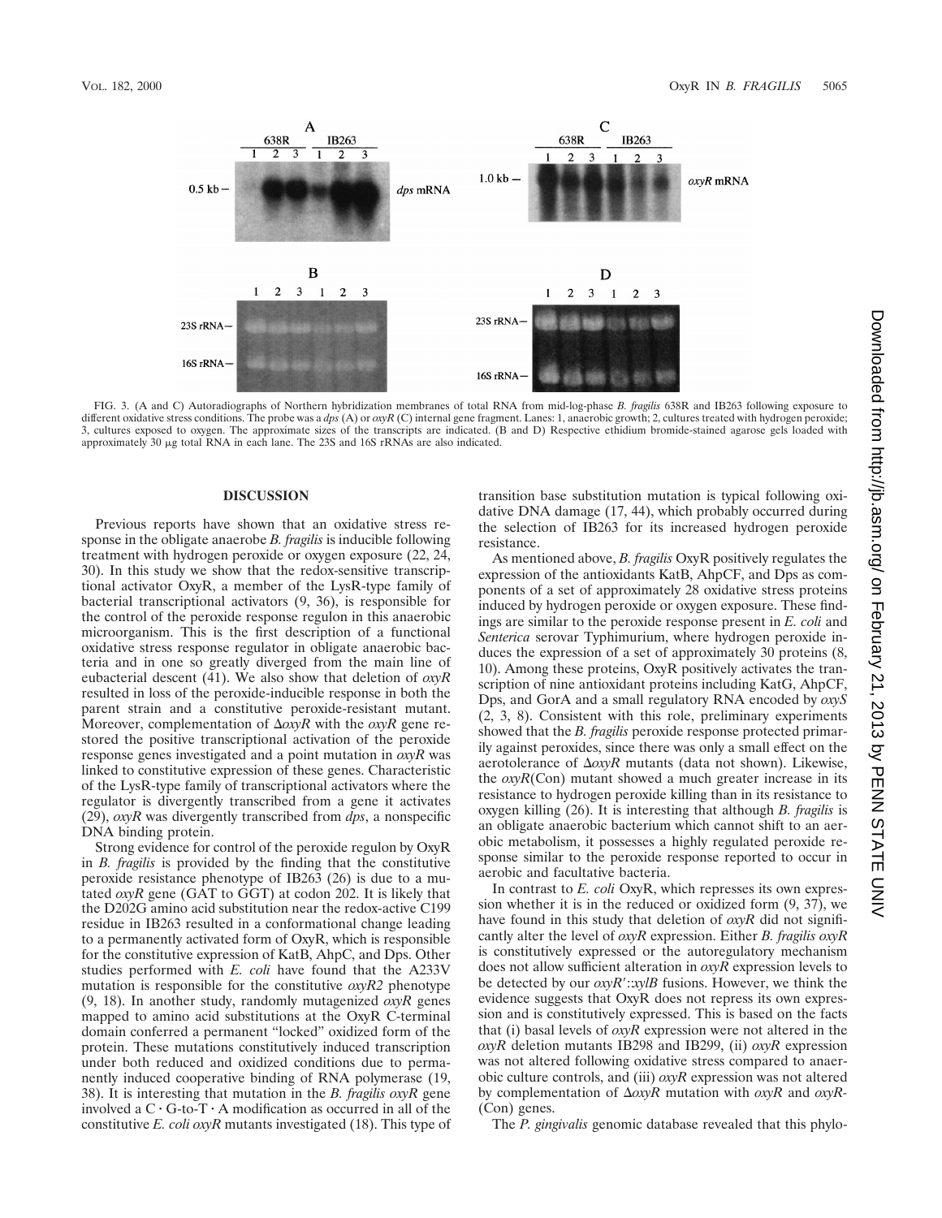FIG. 3. (A and C) Autoradiographs of Northern hybridization membranes of total RNA from mid-log-phase *B. fragilis* 638R and IB263 following exposure to different oxidative stress conditions. The probe was a *dps* (A) or *oxyR* (C) internal gene fragment. Lanes: 1, anaerobic growth; 2, cultures treated with hydrogen peroxide; 3, cultures exposed to oxygen. The approximate sizes of the transcripts are indicated. (B and D) Respective ethidium bromide-stained agarose gels loaded with approximately 30 μg total RNA in each lane. The 23S and 16S rRNAs are also indicated.

## DISCUSSION

Previous reports have shown that an oxidative stress response in the obligate anaerobe *B. fragilis* is inducible following treatment with hydrogen peroxide or oxygen exposure (22, 24, 30). In this study we show that the redox-sensitive transcriptional activator OxyR, a member of the LysR-type family of bacterial transcriptional activators (9, 36), is responsible for the control of the peroxide response regulon in this anaerobic microorganism. This is the first description of a functional oxidative stress response regulator in obligate anaerobic bacteria and in one so greatly diverged from the main line of eubacterial descent (41). We also show that deletion of *oxyR* resulted in loss of the peroxide-inducible response in both the parent strain and a constitutive peroxide-resistant mutant. Moreover, complementation of Δ*oxyR* with the *oxyR* gene restored the positive transcriptional activation of the peroxide response genes investigated and a point mutation in *oxyR* was linked to constitutive expression of these genes. Characteristic of the LysR-type family of transcriptional activators where the regulator is divergently transcribed from a gene it activates (29), *oxyR* was divergently transcribed from *dps*, a nonspecific DNA binding protein.

Strong evidence for control of the peroxide regulon by OxyR in *B. fragilis* is provided by the finding that the constitutive peroxide resistance phenotype of IB263 (26) is due to a mutated *oxyR* gene (GAT to GGT) at codon 202. It is likely that the D202G amino acid substitution near the redox-active C199 residue in IB263 resulted in a conformational change leading to a permanently activated form of OxyR, which is responsible for the constitutive expression of KatB, AhpC, and Dps. Other studies performed with *E. coli* have found that the A233V mutation is responsible for the constitutive *oxyR2* phenotype (9, 18). In another study, randomly mutagenized *oxyR* genes mapped to amino acid substitutions at the OxyR C-terminal domain conferred a permanent "locked" oxidized form of the protein. These mutations constitutively induced transcription under both reduced and oxidized conditions due to permanently induced cooperative binding of RNA polymerase (19, 38). It is interesting that mutation in the *B. fragilis oxyR* gene involved a C · G-to-T · A modification as occurred in all of the constitutive *E. coli oxyR* mutants investigated (18). This type of transition base substitution mutation is typical following oxidative DNA damage (17, 44), which probably occurred during the selection of IB263 for its increased hydrogen peroxide resistance.

As mentioned above, *B. fragilis* OxyR positively regulates the expression of the antioxidants KatB, AhpCF, and Dps as components of a set of approximately 28 oxidative stress proteins induced by hydrogen peroxide or oxygen exposure. These findings are similar to the peroxide response present in *E. coli* and *Senterica* serovar Typhimurium, where hydrogen peroxide induces the expression of a set of approximately 30 proteins (8, 10). Among these proteins, OxyR positively activates the transcription of nine antioxidant proteins including KatG, AhpCF, Dps, and GorA and a small regulatory RNA encoded by *oxyS* (2, 3, 8). Consistent with this role, preliminary experiments showed that the *B. fragilis* peroxide response protected primarily against peroxides, since there was only a small effect on the aerotolerance of Δ*oxyR* mutants (data not shown). Likewise, the *oxyR*(Con) mutant showed a much greater increase in its resistance to hydrogen peroxide killing than in its resistance to oxygen killing (26). It is interesting that although *B. fragilis* is an obligate anaerobic bacterium which cannot shift to an aerobic metabolism, it possesses a highly regulated peroxide response similar to the peroxide response reported to occur in aerobic and facultative bacteria.

In contrast to *E. coli* OxyR, which represses its own expression whether it is in the reduced or oxidized form (9, 37), we have found in this study that deletion of *oxyR* did not significantly alter the level of *oxyR* expression. Either *B. fragilis oxyR* is constitutively expressed or the autoregulatory mechanism does not allow sufficient alteration in *oxyR* expression levels to be detected by our *oxyR'*::*xylB* fusions. However, we think the evidence suggests that OxyR does not repress its own expression and is constitutively expressed. This is based on the facts that (i) basal levels of *oxyR* expression were not altered in the *oxyR* deletion mutants IB298 and IB299, (ii) *oxyR* expression was not altered following oxidative stress compared to anaerobic culture controls, and (iii) *oxyR* expression was not altered by complementation of Δ*oxyR* mutation with *oxyR* and *oxyR*-(Con) genes.

The *P. gingivalis* genomic database revealed that this phylo-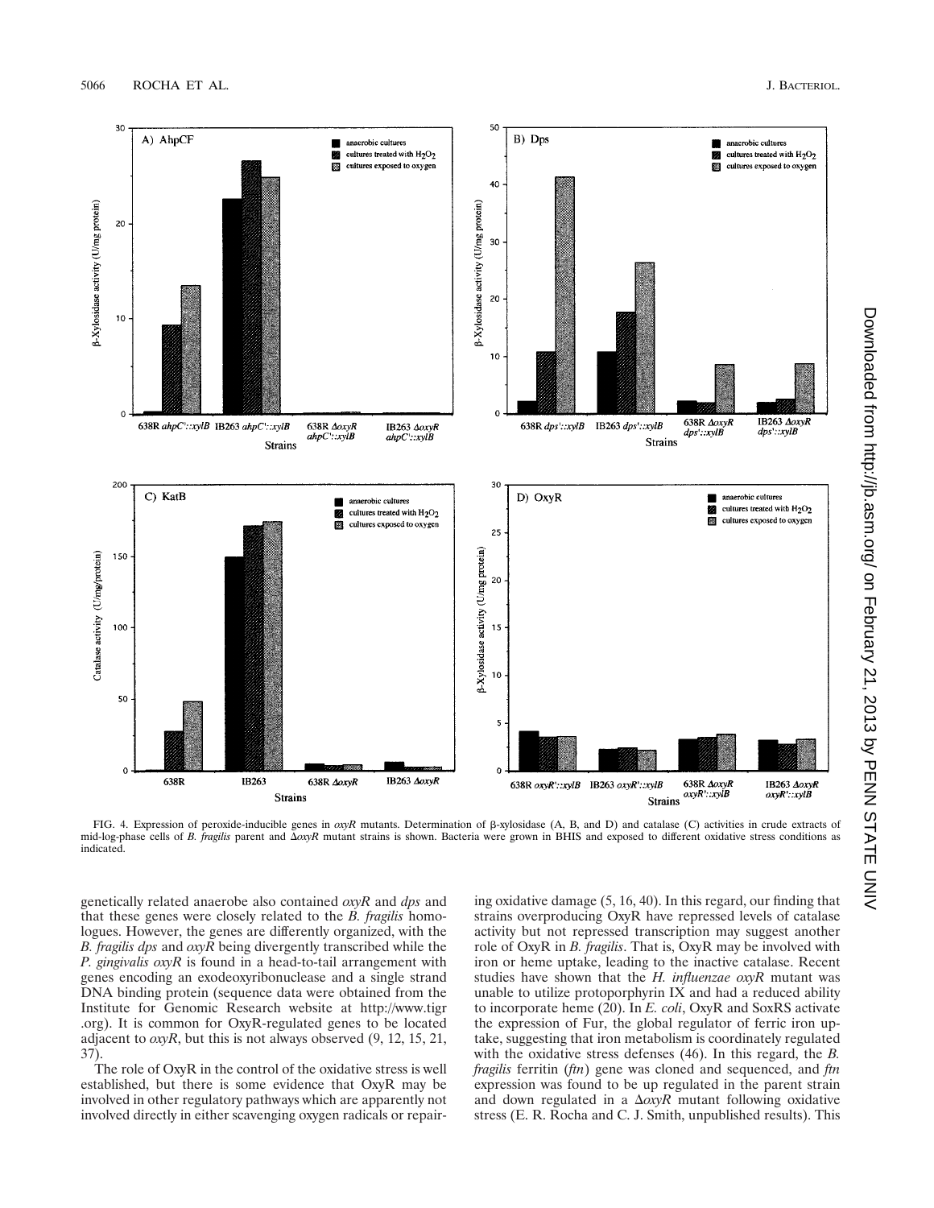FIG. 4. Expression of peroxide-inducible genes in *oxyR* mutants. Determination of β-xylosidase (A, B, and D) and catalase (C) activities in crude extracts of mid-log-phase cells of *B. fragilis* parent and Δ*oxyR* mutant strains is shown. Bacteria were grown in BHIS and exposed to different oxidative stress conditions as indicated.

genetically related anaerobe also contained *oxyR* and *dps* and that these genes were closely related to the *B. fragilis* homologues. However, the genes are differently organized, with the *B. fragilis dps* and *oxyR* being divergently transcribed while the *P. gingivalis oxyR* is found in a head-to-tail arrangement with genes encoding an exodeoxyribonuclease and a single strand DNA binding protein (sequence data were obtained from the Institute for Genomic Research website at http://www.tigr.org). It is common for OxyR-regulated genes to be located adjacent to *oxyR*, but this is not always observed (9, 12, 15, 21, 37).

The role of OxyR in the control of the oxidative stress is well established, but there is some evidence that OxyR may be involved in other regulatory pathways which are apparently not involved directly in either scavenging oxygen radicals or repairing oxidative damage (5, 16, 40). In this regard, our finding that strains overproducing OxyR have repressed levels of catalase activity but not repressed transcription may suggest another role of OxyR in *B. fragilis*. That is, OxyR may be involved with iron or heme uptake, leading to the inactive catalase. Recent studies have shown that the *H. influenzae oxyR* mutant was unable to utilize protoporphyrin IX and had a reduced ability to incorporate heme (20). In *E. coli*, OxyR and SoxRS activate the expression of Fur, the global regulator of ferric iron uptake, suggesting that iron metabolism is coordinately regulated with the oxidative stress defenses (46). In this regard, the *B. fragilis* ferritin (*ftn*) gene was cloned and sequenced, and *ftn* expression was found to be up regulated in the parent strain and down regulated in a Δ*oxyR* mutant following oxidative stress (E. R. Rocha and C. J. Smith, unpublished results). This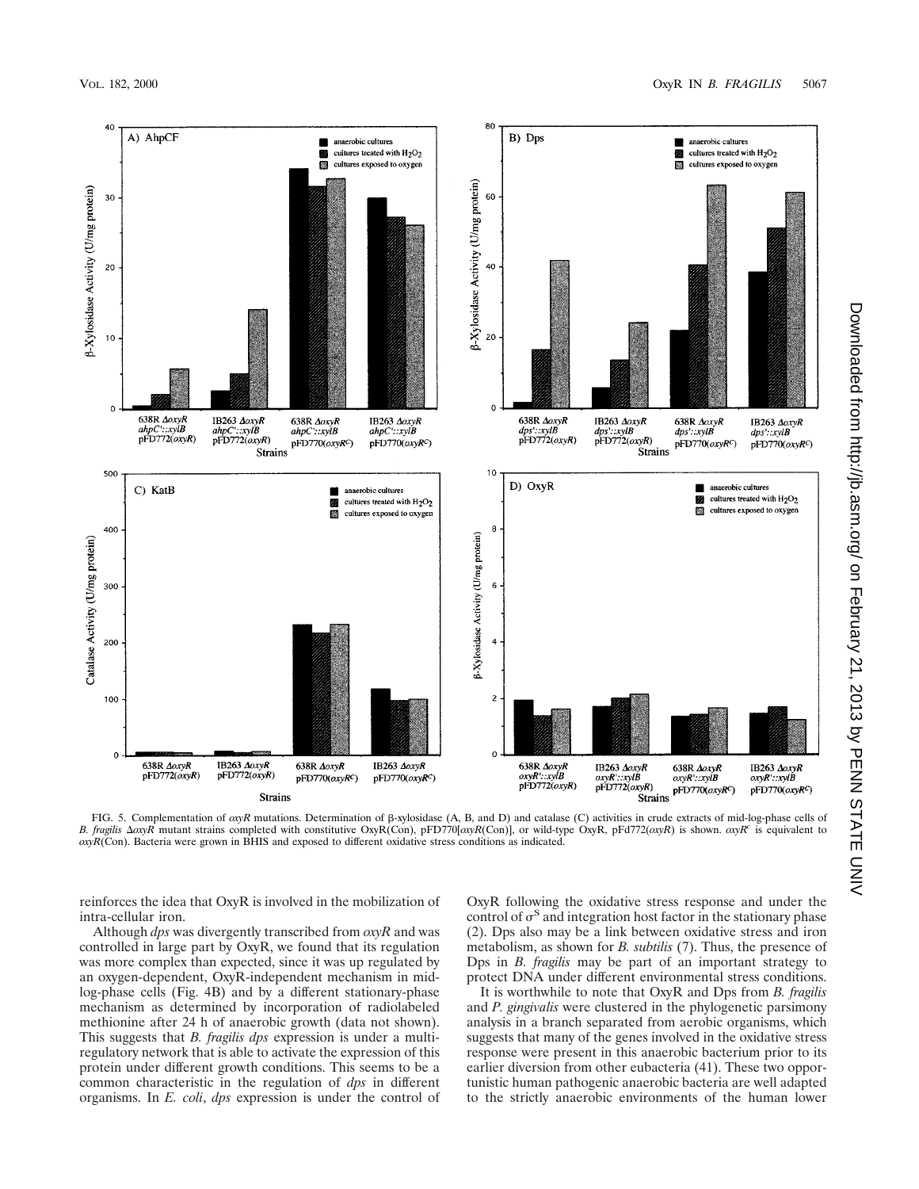FIG. 5. Complementation of *oxyR* mutations. Determination of β-xylosidase (A, B, and D) and catalase (C) activities in crude extracts of mid-log-phase cells of *B. fragilis* Δ*oxyR* mutant strains completed with constitutive OxyR(Con), pFD770[*oxyR*(Con)], or wild-type OxyR, pFd772(*oxyR*) is shown. *oxyR*$^c$ is equivalent to *oxyR*(Con). Bacteria were grown in BHIS and exposed to different oxidative stress conditions as indicated.

reinforces the idea that OxyR is involved in the mobilization of intra-cellular iron.

Although *dps* was divergently transcribed from *oxyR* and was controlled in large part by OxyR, we found that its regulation was more complex than expected, since it was up regulated by an oxygen-dependent, OxyR-independent mechanism in mid-log-phase cells (Fig. 4B) and by a different stationary-phase mechanism as determined by incorporation of radiolabeled methionine after 24 h of anaerobic growth (data not shown). This suggests that *B. fragilis dps* expression is under a multi-regulatory network that is able to activate the expression of this protein under different growth conditions. This seems to be a common characteristic in the regulation of *dps* in different organisms. In *E. coli*, *dps* expression is under the control of OxyR following the oxidative stress response and under the control of $\sigma^S$ and integration host factor in the stationary phase (2). Dps also may be a link between oxidative stress and iron metabolism, as shown for *B. subtilis* (7). Thus, the presence of Dps in *B. fragilis* may be part of an important strategy to protect DNA under different environmental stress conditions.

It is worthwhile to note that OxyR and Dps from *B. fragilis* and *P. gingivalis* were clustered in the phylogenetic parsimony analysis in a branch separated from aerobic organisms, which suggests that many of the genes involved in the oxidative stress response were present in this anaerobic bacterium prior to its earlier diversion from other eubacteria (41). These two opportunistic human pathogenic anaerobic bacteria are well adapted to the strictly anaerobic environments of the human lower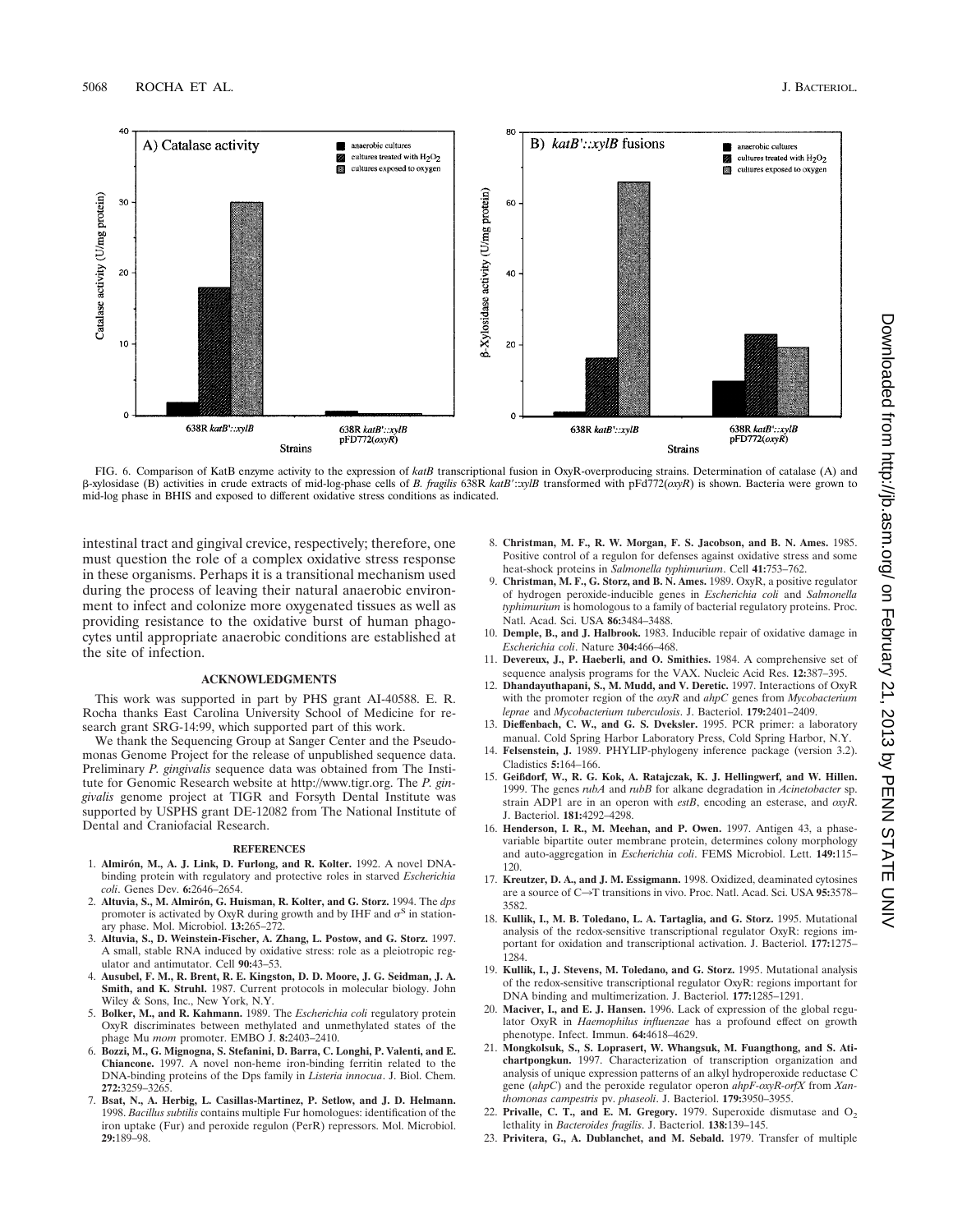FIG. 6. Comparison of KatB enzyme activity to the expression of *katB* transcriptional fusion in OxyR-overproducing strains. Determination of catalase (A) and β-xylosidase (B) activities in crude extracts of mid-log-phase cells of *B. fragilis* 638R *katB'::xylB* transformed with pFd772(*oxyR*) is shown. Bacteria were grown to mid-log phase in BHIS and exposed to different oxidative stress conditions as indicated.

intestinal tract and gingival crevice, respectively; therefore, one must question the role of a complex oxidative stress response in these organisms. Perhaps it is a transitional mechanism used during the process of leaving their natural anaerobic environment to infect and colonize more oxygenated tissues as well as providing resistance to the oxidative burst of human phagocytes until appropriate anaerobic conditions are established at the site of infection.

## ACKNOWLEDGMENTS

This work was supported in part by PHS grant AI-40588. E. R. Rocha thanks East Carolina University School of Medicine for research grant SRG-14:99, which supported part of this work.

We thank the Sequencing Group at Sanger Center and the Pseudomonas Genome Project for the release of unpublished sequence data. Preliminary *P. gingivalis* sequence data was obtained from The Institute for Genomic Research website at http://www.tigr.org. The *P. gingivalis* genome project at TIGR and Forsyth Dental Institute was supported by USPHS grant DE-12082 from The National Institute of Dental and Craniofacial Research.

## REFERENCES

1. **Almirón, M., A. J. Link, D. Furlong, and R. Kolter.** 1992. A novel DNA-binding protein with regulatory and protective roles in starved *Escherichia coli*. Genes Dev. **6:**2646–2654.
2. **Altuvia, S., M. Almirón, G. Huisman, R. Kolter, and G. Storz.** 1994. The *dps* promoter is activated by OxyR during growth and by IHF and $\sigma^S$ in stationary phase. Mol. Microbiol. **13:**265–272.
3. **Altuvia, S., D. Weinstein-Fischer, A. Zhang, L. Postow, and G. Storz.** 1997. A small, stable RNA induced by oxidative stress: role as a pleiotropic regulator and antimutator. Cell **90:**43–53.
4. **Ausubel, F. M., R. Brent, R. E. Kingston, D. D. Moore, J. G. Seidman, J. A. Smith, and K. Struhl.** 1987. Current protocols in molecular biology. John Wiley & Sons, Inc., New York, N.Y.
5. **Bolker, M., and R. Kahmann.** 1989. The *Escherichia coli* regulatory protein OxyR discriminates between methylated and unmethylated states of the phage Mu *mom* promoter. EMBO J. **8:**2403–2410.
6. **Bozzi, M., G. Mignogna, S. Stefanini, D. Barra, C. Longhi, P. Valenti, and E. Chiancone.** 1997. A novel non-heme iron-binding ferritin related to the DNA-binding proteins of the Dps family in *Listeria innocua*. J. Biol. Chem. **272:**3259–3265.
7. **Bsat, N., A. Herbig, L. Casillas-Martinez, P. Setlow, and J. D. Helmann.** 1998. *Bacillus subtilis* contains multiple Fur homologues: identification of the iron uptake (Fur) and peroxide regulon (PerR) repressors. Mol. Microbiol. **29:**189–98.
8. **Christman, M. F., R. W. Morgan, F. S. Jacobson, and B. N. Ames.** 1985. Positive control of a regulon for defenses against oxidative stress and some heat-shock proteins in *Salmonella typhimurium*. Cell **41:**753–762.
9. **Christman, M. F., G. Storz, and B. N. Ames.** 1989. OxyR, a positive regulator of hydrogen peroxide-inducible genes in *Escherichia coli* and *Salmonella typhimurium* is homologous to a family of bacterial regulatory proteins. Proc. Natl. Acad. Sci. USA **86:**3484–3488.
10. **Demple, B., and J. Halbrook.** 1983. Inducible repair of oxidative damage in *Escherichia coli*. Nature **304:**466–468.
11. **Devereux, J., P. Haeberli, and O. Smithies.** 1984. A comprehensive set of sequence analysis programs for the VAX. Nucleic Acid Res. **12:**387–395.
12. **Dhandayuthapani, S., M. Mudd, and V. Deretic.** 1997. Interactions of OxyR with the promoter region of the *oxyR* and *ahpC* genes from *Mycobacterium leprae* and *Mycobacterium tuberculosis*. J. Bacteriol. **179:**2401–2409.
13. **Dieffenbach, C. W., and G. S. Dveksler.** 1995. PCR primer: a laboratory manual. Cold Spring Harbor Laboratory Press, Cold Spring Harbor, N.Y.
14. **Felsenstein, J.** 1989. PHYLIP-phylogeny inference package (version 3.2). Cladistics **5:**164–166.
15. **Geißdorf, W., R. G. Kok, A. Ratajczak, K. J. Hellingwerf, and W. Hillen.** 1999. The genes *rubA* and *rubB* for alkane degradation in *Acinetobacter* sp. strain ADP1 are in an operon with *estB*, encoding an esterase, and *oxyR*. J. Bacteriol. **181:**4292–4298.
16. **Henderson, I. R., M. Meehan, and P. Owen.** 1997. Antigen 43, a phase-variable bipartite outer membrane protein, determines colony morphology and auto-aggregation in *Escherichia coli*. FEMS Microbiol. Lett. **149:**115–120.
17. **Kreutzer, D. A., and J. M. Essigmann.** 1998. Oxidized, deaminated cytosines are a source of C→T transitions in vivo. Proc. Natl. Acad. Sci. USA **95:**3578–3582.
18. **Kullik, I., M. B. Toledano, L. A. Tartaglia, and G. Storz.** 1995. Mutational analysis of the redox-sensitive transcriptional regulator OxyR: regions important for oxidation and transcriptional activation. J. Bacteriol. **177:**1275–1284.
19. **Kullik, I., J. Stevens, M. Toledano, and G. Storz.** 1995. Mutational analysis of the redox-sensitive transcriptional regulator OxyR: regions important for DNA binding and multimerization. J. Bacteriol. **177:**1285–1291.
20. **Maciver, I., and E. J. Hansen.** 1996. Lack of expression of the global regulator OxyR in *Haemophilus influenzae* has a profound effect on growth phenotype. Infect. Immun. **64:**4618–4629.
21. **Mongkolsuk, S., S. Loprasert, W. Whangsuk, M. Fuangthong, and S. Atichartpongkun.** 1997. Characterization of transcription organization and analysis of unique expression patterns of an alkyl hydroperoxide reductase C gene (*ahpC*) and the peroxide regulator operon *ahpF-oxyR-orfX* from *Xanthomonas campestris* pv. *phaseoli*. J. Bacteriol. **179:**3950–3955.
22. **Privalle, C. T., and E. M. Gregory.** 1979. Superoxide dismutase and $O_2$ lethality in *Bacteroides fragilis*. J. Bacteriol. **138:**139–145.
23. **Privitera, G., A. Dublanchet, and M. Sebald.** 1979. Transfer of multiple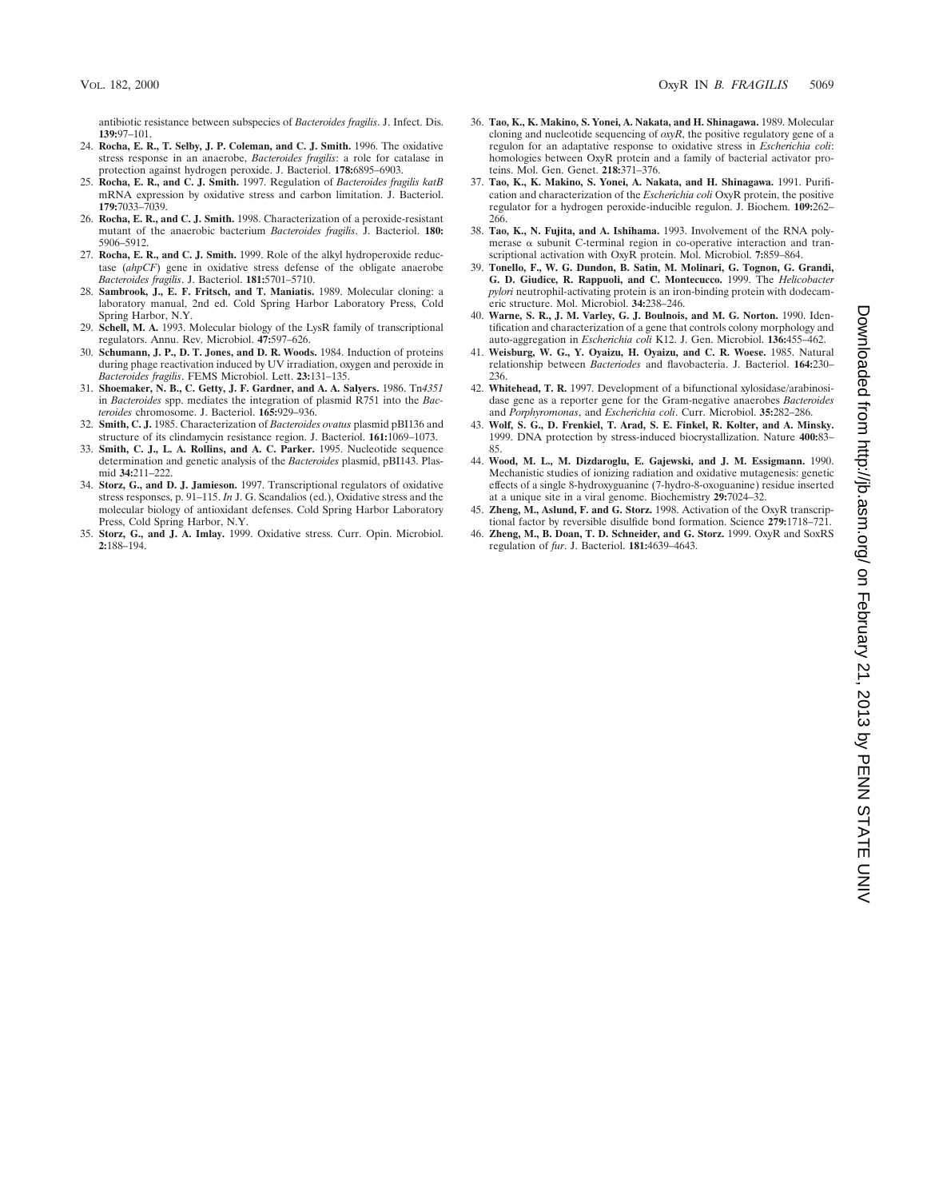antibiotic resistance between subspecies of *Bacteroides fragilis*. J. Infect. Dis. **139:**97–101.

24. **Rocha, E. R., T. Selby, J. P. Coleman, and C. J. Smith.** 1996. The oxidative stress response in an anaerobe, *Bacteroides fragilis*: a role for catalase in protection against hydrogen peroxide. J. Bacteriol. **178:**6895–6903.
25. **Rocha, E. R., and C. J. Smith.** 1997. Regulation of *Bacteroides fragilis katB* mRNA expression by oxidative stress and carbon limitation. J. Bacteriol. **179:**7033–7039.
26. **Rocha, E. R., and C. J. Smith.** 1998. Characterization of a peroxide-resistant mutant of the anaerobic bacterium *Bacteroides fragilis*. J. Bacteriol. **180:** 5906–5912.
27. **Rocha, E. R., and C. J. Smith.** 1999. Role of the alkyl hydroperoxide reductase (*ahpCF*) gene in oxidative stress defense of the obligate anaerobe *Bacteroides fragilis*. J. Bacteriol. **181:**5701–5710.
28. **Sambrook, J., E. F. Fritsch, and T. Maniatis.** 1989. Molecular cloning: a laboratory manual, 2nd ed. Cold Spring Harbor Laboratory Press, Cold Spring Harbor, N.Y.
29. **Schell, M. A.** 1993. Molecular biology of the LysR family of transcriptional regulators. Annu. Rev. Microbiol. **47:**597–626.
30. **Schumann, J. P., D. T. Jones, and D. R. Woods.** 1984. Induction of proteins during phage reactivation induced by UV irradiation, oxygen and peroxide in *Bacteroides fragilis*. FEMS Microbiol. Lett. **23:**131–135.
31. **Shoemaker, N. B., C. Getty, J. F. Gardner, and A. A. Salyers.** 1986. Tn*4351* in *Bacteroides* spp. mediates the integration of plasmid R751 into the *Bacteroides* chromosome. J. Bacteriol. **165:**929–936.
32. **Smith, C. J.** 1985. Characterization of *Bacteroides ovatus* plasmid pBI136 and structure of its clindamycin resistance region. J. Bacteriol. **161:**1069–1073.
33. **Smith, C. J., L. A. Rollins, and A. C. Parker.** 1995. Nucleotide sequence determination and genetic analysis of the *Bacteroides* plasmid, pBI143. Plasmid **34:**211–222.
34. **Storz, G., and D. J. Jamieson.** 1997. Transcriptional regulators of oxidative stress responses, p. 91–115. *In* J. G. Scandalios (ed.), Oxidative stress and the molecular biology of antioxidant defenses. Cold Spring Harbor Laboratory Press, Cold Spring Harbor, N.Y.
35. **Storz, G., and J. A. Imlay.** 1999. Oxidative stress. Curr. Opin. Microbiol. **2:**188–194.
36. **Tao, K., K. Makino, S. Yonei, A. Nakata, and H. Shinagawa.** 1989. Molecular cloning and nucleotide sequencing of *oxyR*, the positive regulatory gene of a regulon for an adaptative response to oxidative stress in *Escherichia coli*: homologies between OxyR protein and a family of bacterial activator proteins. Mol. Gen. Genet. **218:**371–376.
37. **Tao, K., K. Makino, S. Yonei, A. Nakata, and H. Shinagawa.** 1991. Purification and characterization of the *Escherichia coli* OxyR protein, the positive regulator for a hydrogen peroxide-inducible regulon. J. Biochem. **109:**262–266.
38. **Tao, K., N. Fujita, and A. Ishihama.** 1993. Involvement of the RNA polymerase α subunit C-terminal region in co-operative interaction and transcriptional activation with OxyR protein. Mol. Microbiol. **7:**859–864.
39. **Tonello, F., W. G. Dundon, B. Satin, M. Molinari, G. Tognon, G. Grandi, G. D. Giudice, R. Rappuoli, and C. Montecucco.** 1999. The *Helicobacter pylori* neutrophil-activating protein is an iron-binding protein with dodecameric structure. Mol. Microbiol. **34:**238–246.
40. **Warne, S. R., J. M. Varley, G. J. Boulnois, and M. G. Norton.** 1990. Identification and characterization of a gene that controls colony morphology and auto-aggregation in *Escherichia coli* K12. J. Gen. Microbiol. **136:**455–462.
41. **Weisburg, W. G., Y. Oyaizu, H. Oyaizu, and C. R. Woese.** 1985. Natural relationship between *Bacteriodes* and flavobacteria. J. Bacteriol. **164:**230–236.
42. **Whitehead, T. R.** 1997. Development of a bifunctional xylosidase/arabinosidase gene as a reporter gene for the Gram-negative anaerobes *Bacteroides* and *Porphyromonas*, and *Escherichia coli*. Curr. Microbiol. **35:**282–286.
43. **Wolf, S. G., D. Frenkiel, T. Arad, S. E. Finkel, R. Kolter, and A. Minsky.** 1999. DNA protection by stress-induced biocrystallization. Nature **400:**83–85.
44. **Wood, M. L., M. Dizdaroglu, E. Gajewski, and J. M. Essigmann.** 1990. Mechanistic studies of ionizing radiation and oxidative mutagenesis: genetic effects of a single 8-hydroxyguanine (7-hydro-8-oxoguanine) residue inserted at a unique site in a viral genome. Biochemistry **29:**7024–32.
45. **Zheng, M., Aslund, F. and G. Storz.** 1998. Activation of the OxyR transcriptional factor by reversible disulfide bond formation. Science **279:**1718–721.
46. **Zheng, M., B. Doan, T. D. Schneider, and G. Storz.** 1999. OxyR and SoxRS regulation of *fur*. J. Bacteriol. **181:**4639–4643.